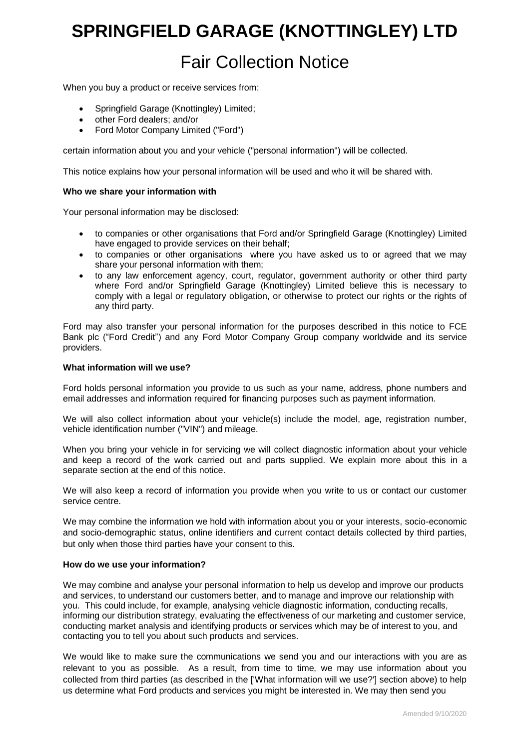# SPRINGFIELD GARAGE (KNOTTINGLEY) LTD

## Fair Collection Notice

When you buy a product or receive services from:

- Springfield Garage (Knottingley) Limited;
- other Ford dealers; and/or
- Ford Motor Company Limited ("Ford")

certain information about you and your vehicle ("personal information") will be collected.

This notice explains how your personal information will be used and who it will be shared with.

**Who we share your information with**

Your personal information may be disclosed:

- to companies or other organisations that Ford and/or Springfield Garage (Knottingley) Limited have engaged to provide services on their behalf;
- to companies or other organisations where you have asked us to or agreed that we may share your personal information with them;
- to any law enforcement agency, court, regulator, government authority or other third party where Ford and/or Springfield Garage (Knottingley) Limited believe this is necessary to comply with a legal or regulatory obligation, or otherwise to protect our rights or the rights of any third party.

Ford may also transfer your personal information for the purposes described in this notice to FCE Bank plc ("Ford Credit") and any Ford Motor Company Group company worldwide and its service providers.

**What information will we use?**

Ford holds personal information you provide to us such as your name, address, phone numbers and email addresses and information required for financing purposes such as payment information.

We will also collect information about your vehicle(s) include the model, age, registration number, vehicle identification number ("VIN") and mileage.

When you bring your vehicle in for servicing we will collect diagnostic information about your vehicle and keep a record of the work carried out and parts supplied. We explain more about this in a separate section at the end of this notice.

We will also keep a record of information you provide when you write to us or contact our customer service centre.

We may combine the information we hold with information about you or your interests, socio-economic and socio-demographic status, online identifiers and current contact details collected by third parties, but only when those third parties have your consent to this.

**How do we use your information?**

We may combine and analyse your personal information to help us develop and improve our products and services, to understand our customers better, and to manage and improve our relationship with you. This could include, for example, analysing vehicle diagnostic information, conducting recalls, informing our distribution strategy, evaluating the effectiveness of our marketing and customer service, conducting market analysis and identifying products or services which may be of interest to you, and contacting you to tell you about such products and services.

We would like to make sure the communications we send you and our interactions with you are as relevant to you as possible. As a result, from time to time, we may use information about you collected from third parties (as described in the ['What information will we use?'] section above) to help us determine what Ford products and services you might be interested in. We may then send you

Amended 9/10/2020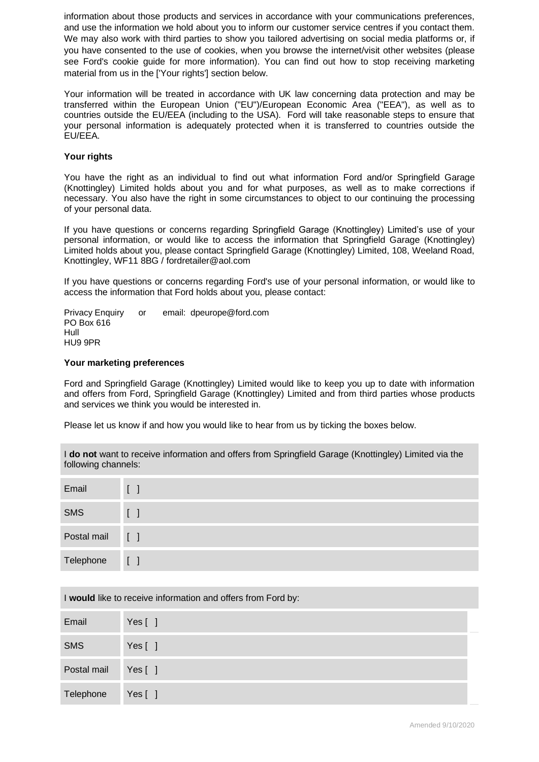information about those products and services in accordance with your communications preferences, and use the information we hold about you to inform our customer service centres if you contact them. We may also work with third parties to show you tailored advertising on social media platforms or, if you have consented to the use of cookies, when you browse the internet/visit other websites (please see Ford's cookie guide for more information). You can find out how to stop receiving marketing material from us in the ['Your rights'] section below.

Your information will be treated in accordance with UK law concerning data protection and may be transferred within the European Union ("EU")/European Economic Area ("EEA"), as well as to countries outside the EU/EEA (including to the USA). Ford will take reasonable steps to ensure that your personal information is adequately protected when it is transferred to countries outside the EU/EEA.

**Your rights**

You have the right as an individual to find out what information Ford and/or Springfield Garage (Knottingley) Limited holds about you and for what purposes, as well as to make corrections if necessary. You also have the right in some circumstances to object to our continuing the processing of your personal data.

If you have questions or concerns regarding Springfield Garage (Knottingley) Limited's use of your personal information, or would like to access the information that Springfield Garage (Knottingley) Limited holds about you, please contact Springfield Garage (Knottingley) Limited, 108, Weeland Road, Knottingley, WF11 8BG / fordretailer@aol.com

If you have questions or concerns regarding Ford's use of your personal information, or would like to access the information that Ford holds about you, please contact:

Privacy Enquiry or email: dpeurope@ford.com
PO Box 616
Hull
HU9 9PR

**Your marketing preferences**

Ford and Springfield Garage (Knottingley) Limited would like to keep you up to date with information and offers from Ford, Springfield Garage (Knottingley) Limited and from third parties whose products and services we think you would be interested in.

Please let us know if and how you would like to hear from us by ticking the boxes below.

| I **do not** want to receive information and offers from Springfield Garage (Knottingley) Limited via the following channels: | |
|---|---|
| Email | [ ] |
| SMS | [ ] |
| Postal mail | [ ] |
| Telephone | [ ] |

| I **would** like to receive information and offers from Ford by: | |
|---|---|
| Email | Yes [ ] |
| SMS | Yes [ ] |
| Postal mail | Yes [ ] |
| Telephone | Yes [ ] |

Amended 9/10/2020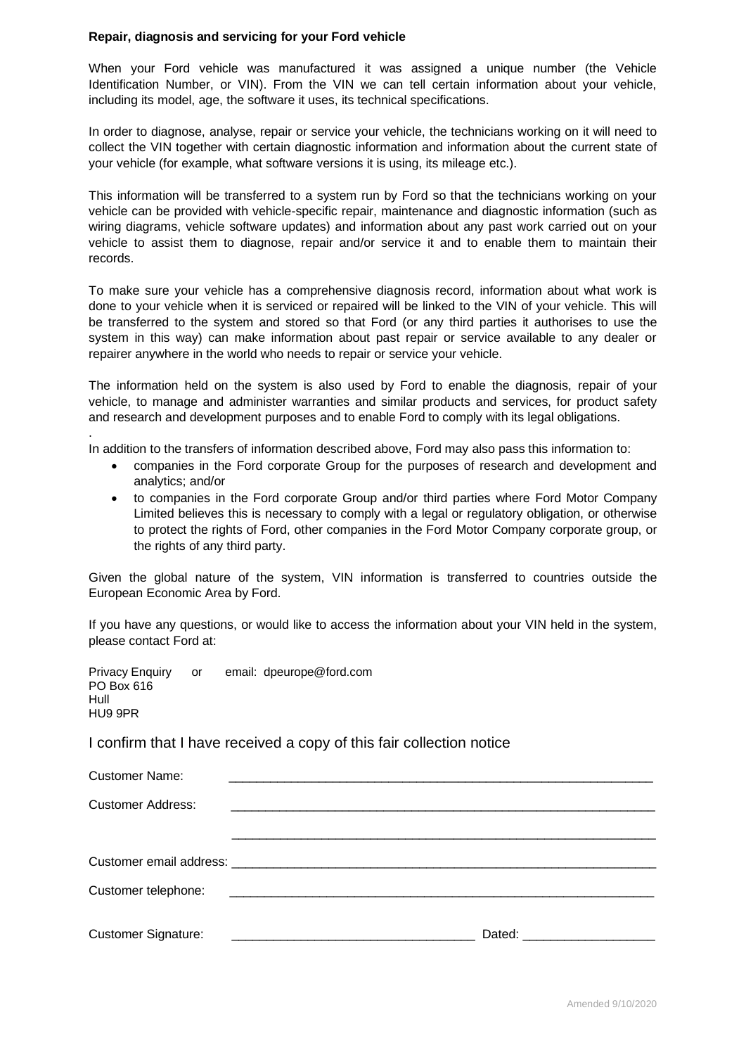**Repair, diagnosis and servicing for your Ford vehicle**

When your Ford vehicle was manufactured it was assigned a unique number (the Vehicle Identification Number, or VIN). From the VIN we can tell certain information about your vehicle, including its model, age, the software it uses, its technical specifications.

In order to diagnose, analyse, repair or service your vehicle, the technicians working on it will need to collect the VIN together with certain diagnostic information and information about the current state of your vehicle (for example, what software versions it is using, its mileage etc.).

This information will be transferred to a system run by Ford so that the technicians working on your vehicle can be provided with vehicle-specific repair, maintenance and diagnostic information (such as wiring diagrams, vehicle software updates) and information about any past work carried out on your vehicle to assist them to diagnose, repair and/or service it and to enable them to maintain their records.

To make sure your vehicle has a comprehensive diagnosis record, information about what work is done to your vehicle when it is serviced or repaired will be linked to the VIN of your vehicle. This will be transferred to the system and stored so that Ford (or any third parties it authorises to use the system in this way) can make information about past repair or service available to any dealer or repairer anywhere in the world who needs to repair or service your vehicle.

The information held on the system is also used by Ford to enable the diagnosis, repair of your vehicle, to manage and administer warranties and similar products and services, for product safety and research and development purposes and to enable Ford to comply with its legal obligations.

.
In addition to the transfers of information described above, Ford may also pass this information to:

- companies in the Ford corporate Group for the purposes of research and development and analytics; and/or
- to companies in the Ford corporate Group and/or third parties where Ford Motor Company Limited believes this is necessary to comply with a legal or regulatory obligation, or otherwise to protect the rights of Ford, other companies in the Ford Motor Company corporate group, or the rights of any third party.

Given the global nature of the system, VIN information is transferred to countries outside the European Economic Area by Ford.

If you have any questions, or would like to access the information about your VIN held in the system, please contact Ford at:

Privacy Enquiry or email: dpeurope@ford.com
PO Box 616
Hull
HU9 9PR

I confirm that I have received a copy of this fair collection notice

Customer Name: ______________________________

Customer Address: ______________________________

______________________________

Customer email address: ______________________________

Customer telephone: ______________________________

Customer Signature: ______________________________ Dated: ______________

Amended 9/10/2020